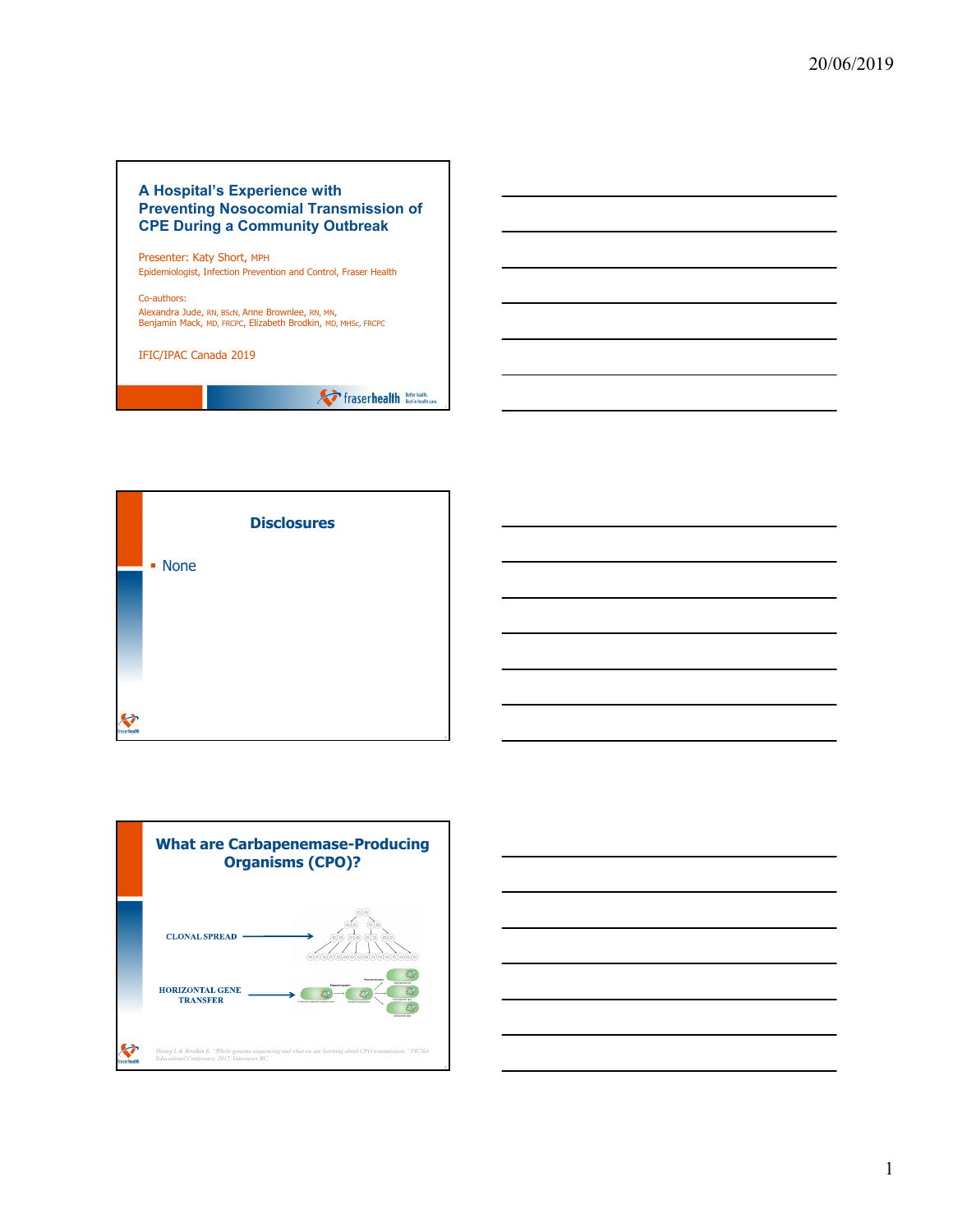# A Hospital's Experience with Preventing Nosocomial Transmission of CPE During a Community Outbreak

Presenter: Katy Short, MPH
Epidemiologist, Infection Prevention and Control, Fraser Health

Co-authors:
Alexandra Jude, RN, BScN, Anne Brownlee, RN, MN,
Benjamin Mack, MD, FRCPC, Elizabeth Brodkin, MD, MHSc, FRCPC

IFIC/IPAC Canada 2019

fraserhealth Better health. Best in health care.

## Disclosures

- None

## What are Carbapenemase-Producing Organisms (CPO)?

CLONAL SPREAD

HORIZONTAL GENE TRANSFER

Hoang L & Brodkin E. "Whole genome sequencing and what we are learning about CPO transmission." PICNet Educational Conference, 2017, Vancouver BC.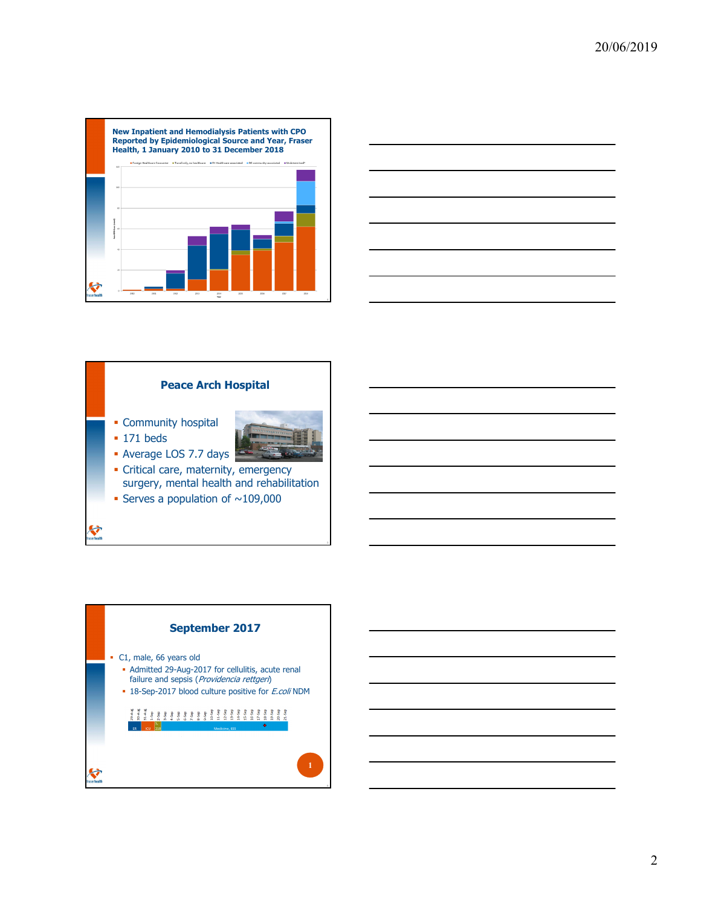## New Inpatient and Hemodialysis Patients with CPO Reported by Epidemiological Source and Year, Fraser Health, 1 January 2010 to 31 December 2018

## Peace Arch Hospital

- Community hospital
- 171 beds
- Average LOS 7.7 days
- Critical care, maternity, emergency surgery, mental health and rehabilitation
- Serves a population of ~109,000

## September 2017

- C1, male, 66 years old
  - Admitted 29-Aug-2017 for cellulitis, acute renal failure and sepsis (*Providencia rettgeri*)
  - 18-Sep-2017 blood culture positive for *E.coli* NDM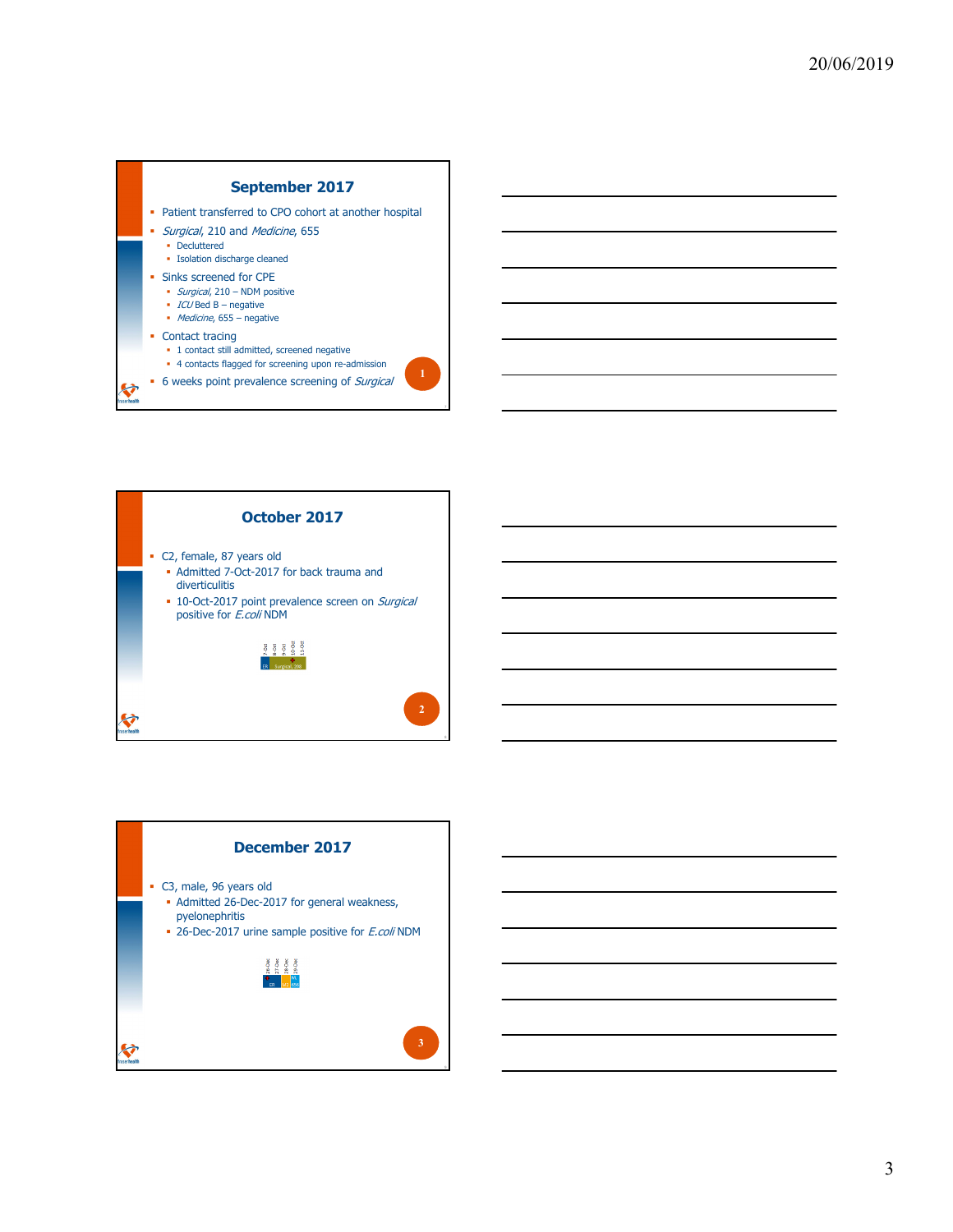## September 2017

- Patient transferred to CPO cohort at another hospital
- *Surgical*, 210 and *Medicine*, 655
  - Decluttered
  - Isolation discharge cleaned
- Sinks screened for CPE
  - *Surgical*, 210 – NDM positive
  - *ICU* Bed B – negative
  - *Medicine*, 655 – negative
- Contact tracing
  - 1 contact still admitted, screened negative
  - 4 contacts flagged for screening upon re-admission
- 6 weeks point prevalence screening of *Surgical*

1

## October 2017

- C2, female, 87 years old
  - Admitted 7-Oct-2017 for back trauma and diverticulitis
  - 10-Oct-2017 point prevalence screen on *Surgical* positive for *E.coli* NDM

2

## December 2017

- C3, male, 96 years old
  - Admitted 26-Dec-2017 for general weakness, pyelonephritis
  - 26-Dec-2017 urine sample positive for *E.coli* NDM

3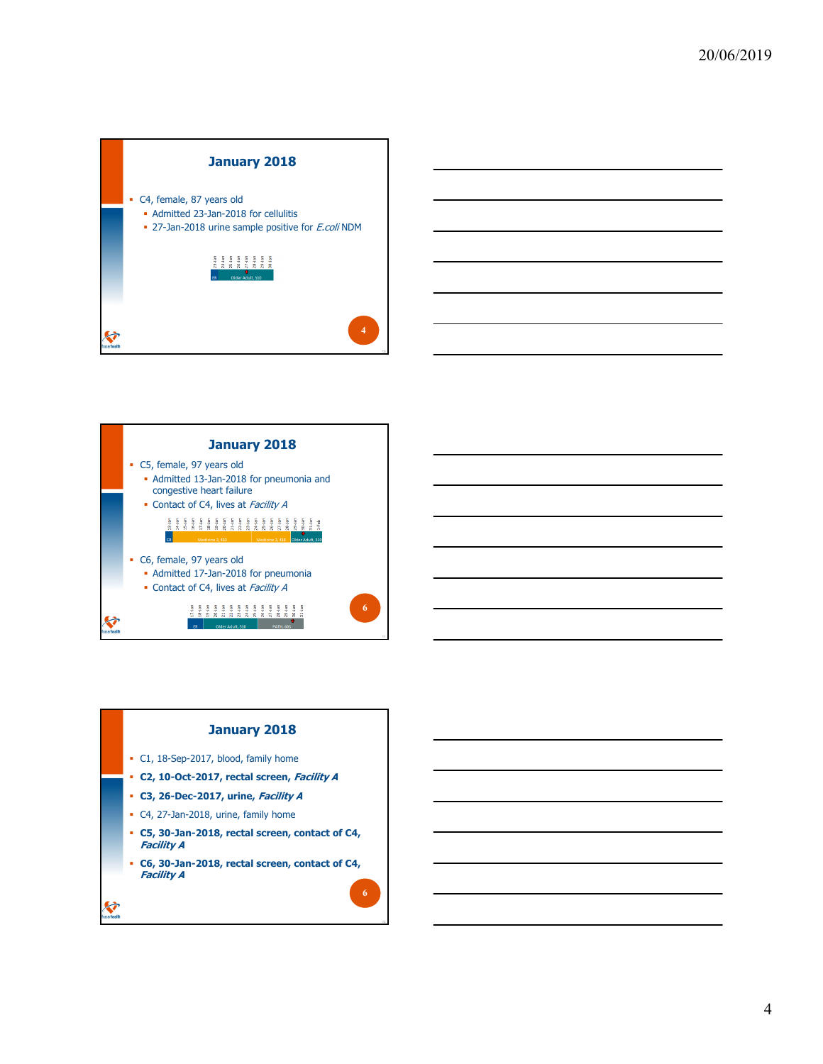## January 2018

- C4, female, 87 years old
  - Admitted 23-Jan-2018 for cellulitis
  - 27-Jan-2018 urine sample positive for *E.coli* NDM

23-Jan 24-Jan 25-Jan 26-Jan 27-Jan 28-Jan 29-Jan 30-Jan

ER | Older Adult, 510

4

## January 2018

- C5, female, 97 years old
  - Admitted 13-Jan-2018 for pneumonia and congestive heart failure
  - Contact of C4, lives at *Facility A*

13-Jan 14-Jan 15-Jan 16-Jan 17-Jan 18-Jan 19-Jan 20-Jan 21-Jan 22-Jan 23-Jan 24-Jan 25-Jan 26-Jan 27-Jan 28-Jan 29-Jan 30-Jan 31-Jan 1-Feb

ER | Medicine 2, 610 | Medicine 2, 418 | Older Adult, 510

- C6, female, 97 years old
  - Admitted 17-Jan-2018 for pneumonia
  - Contact of C4, lives at *Facility A*

17-Jan 18-Jan 19-Jan 20-Jan 21-Jan 22-Jan 23-Jan 24-Jan 25-Jan 26-Jan 27-Jan 28-Jan 29-Jan 30-Jan 31-Jan

ER | Older Adult, 510 | PATH, 603

6

## January 2018

- C1, 18-Sep-2017, blood, family home
- **C2, 10-Oct-2017, rectal screen, *Facility A***
- **C3, 26-Dec-2017, urine, *Facility A***
- C4, 27-Jan-2018, urine, family home
- **C5, 30-Jan-2018, rectal screen, contact of C4, *Facility A***
- **C6, 30-Jan-2018, rectal screen, contact of C4, *Facility A***

6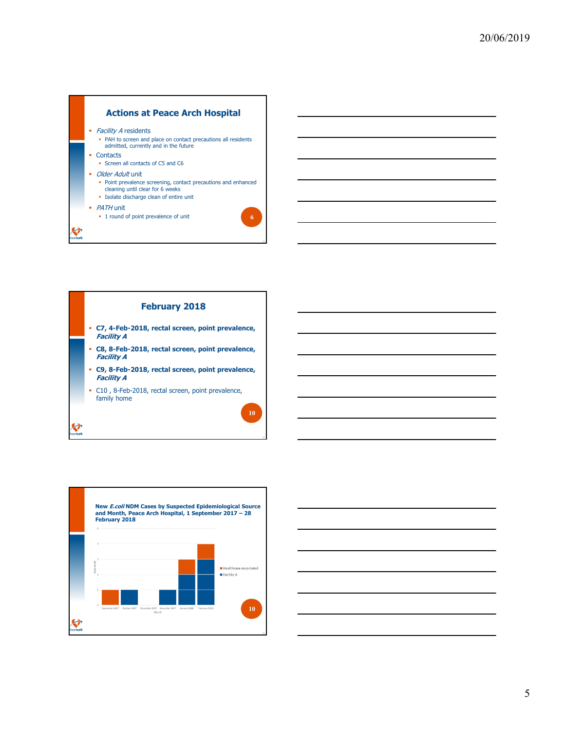## Actions at Peace Arch Hospital

- *Facility A* residents
  - PAH to screen and place on contact precautions all residents admitted, currently and in the future
- Contacts
  - Screen all contacts of C5 and C6
- *Older Adult* unit
  - Point prevalence screening, contact precautions and enhanced cleaning until clear for 6 weeks
  - Isolate discharge clean of entire unit
- *PATH* unit
  - 1 round of point prevalence of unit

6

## February 2018

- **C7, 4-Feb-2018, rectal screen, point prevalence, *Facility A***
- **C8, 8-Feb-2018, rectal screen, point prevalence, *Facility A***
- **C9, 8-Feb-2018, rectal screen, point prevalence, *Facility A***
- C10 , 8-Feb-2018, rectal screen, point prevalence, family home

10

## New *E.coli* NDM Cases by Suspected Epidemiological Source and Month, Peace Arch Hospital, 1 September 2017 – 28 February 2018

| Month | Healthcare-associated | Facility A |
|---|---|---|
| September 2017 | 1 | 0 |
| October 2017 | 0 | 1 |
| November 2017 | 0 | 0 |
| December 2017 | 0 | 1 |
| January 2018 | 1 | 2 |
| February 2018 | 1 | 3 |

10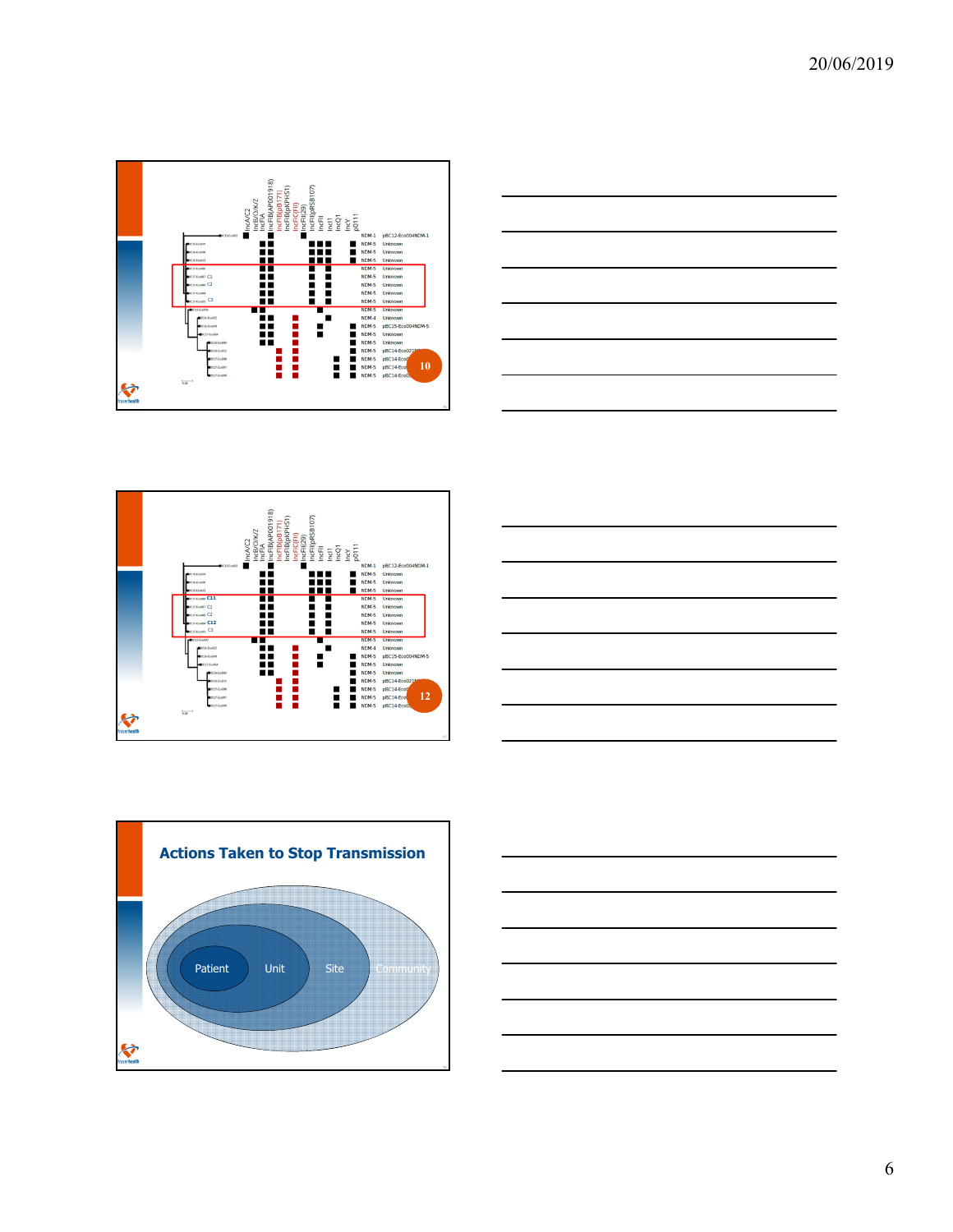| | IncA/C2 | IncB/O/K/Z | IncFIA | IncFIB(AP001918) | IncFIB(pB171) | IncFIB(pKPHS1) | IncFIC(FII) | IncFII(29) | IncFII(pRSB107) | IncFII | IncI1 | IncQ1 | IncY | p0111 | | |
|---|---|---|---|---|---|---|---|---|---|---|---|---|---|---|---|---|
| | | | | | | | | | | | | | | | NDM-1 | pBC12-Eco004NDM-1 |
| | | | | | | | | | | | | | | | NDM-5 | Unknown |
| | | | | | | | | | | | | | | | NDM-5 | Unknown |
| | | | | | | | | | | | | | | | NDM-5 | Unknown |
| | | | | | | | | | | | | | | | NDM-5 | Unknown |
| C1 | | | | | | | | | | | | | | | NDM-5 | Unknown |
| C2 | | | | | | | | | | | | | | | NDM-5 | Unknown |
| | | | | | | | | | | | | | | | NDM-5 | Unknown |
| C3 | | | | | | | | | | | | | | | NDM-5 | Unknown |
| | | | | | | | | | | | | | | | NDM-5 | Unknown |
| | | | | | | | | | | | | | | | NDM-4 | Unknown |
| | | | | | | | | | | | | | | | NDM-5 | pBC15-Eco004NDM-5 |
| | | | | | | | | | | | | | | | NDM-5 | Unknown |
| | | | | | | | | | | | | | | | NDM-5 | Unknown |
| | | | | | | | | | | | | | | | NDM-5 | pBC14-Eco02... |
| | | | | | | | | | | | | | | | NDM-5 | pBC14-Eco... |
| | | | | | | | | | | | | | | | NDM-5 | pBC14-Eco... |
| | | | | | | | | | | | | | | | NDM-5 | pBC14-Eco... |

10

| | IncA/C2 | IncB/O/K/Z | IncFIA | IncFIB(AP001918) | IncFIB(pB171) | IncFIB(pKPHS1) | IncFIC(FII) | IncFII(29) | IncFII(pRSB107) | IncFII | IncI1 | IncQ1 | IncY | p0111 | | |
|---|---|---|---|---|---|---|---|---|---|---|---|---|---|---|---|---|
| | | | | | | | | | | | | | | | NDM-1 | pBC12-Eco004NDM-1 |
| | | | | | | | | | | | | | | | NDM-5 | Unknown |
| | | | | | | | | | | | | | | | NDM-5 | Unknown |
| | | | | | | | | | | | | | | | NDM-5 | Unknown |
| C11 | | | | | | | | | | | | | | | NDM-5 | Unknown |
| C1 | | | | | | | | | | | | | | | NDM-5 | Unknown |
| C2 | | | | | | | | | | | | | | | NDM-5 | Unknown |
| C12 | | | | | | | | | | | | | | | NDM-5 | Unknown |
| C3 | | | | | | | | | | | | | | | NDM-5 | Unknown |
| | | | | | | | | | | | | | | | NDM-5 | Unknown |
| | | | | | | | | | | | | | | | NDM-4 | Unknown |
| | | | | | | | | | | | | | | | NDM-5 | pBC15-Eco004NDM-5 |
| | | | | | | | | | | | | | | | NDM-5 | Unknown |
| | | | | | | | | | | | | | | | NDM-5 | Unknown |
| | | | | | | | | | | | | | | | NDM-5 | pBC14-Eco02... |
| | | | | | | | | | | | | | | | NDM-5 | pBC14-Eco... |
| | | | | | | | | | | | | | | | NDM-5 | pBC14-Eco... |
| | | | | | | | | | | | | | | | NDM-5 | pBC14-Eco... |

12

## Actions Taken to Stop Transmission

- Patient
- Unit
- Site
- Community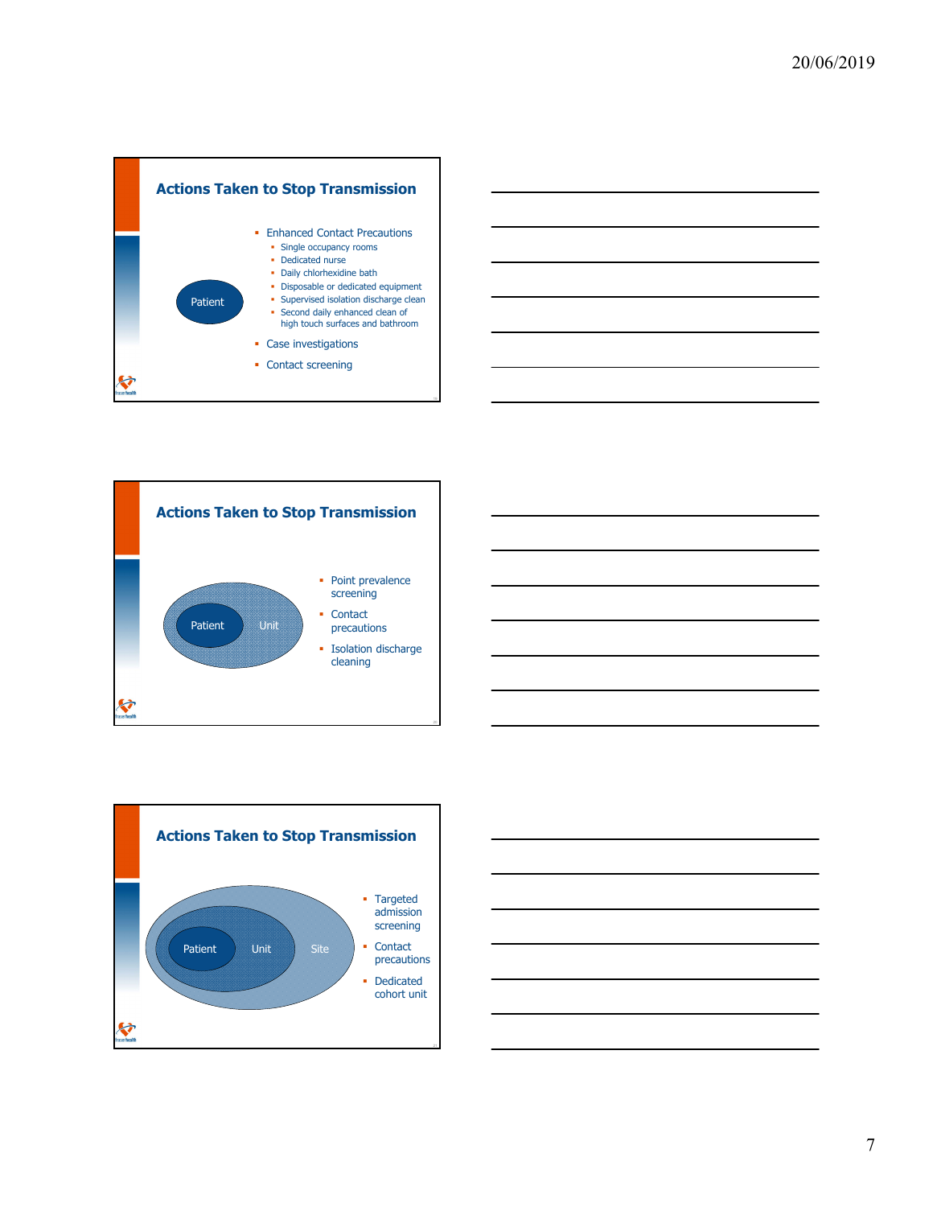## Actions Taken to Stop Transmission

Patient

- Enhanced Contact Precautions
  - Single occupancy rooms
  - Dedicated nurse
  - Daily chlorhexidine bath
  - Disposable or dedicated equipment
  - Supervised isolation discharge clean
  - Second daily enhanced clean of high touch surfaces and bathroom
- Case investigations
- Contact screening

## Actions Taken to Stop Transmission

Patient, Unit

- Point prevalence screening
- Contact precautions
- Isolation discharge cleaning

## Actions Taken to Stop Transmission

Patient, Unit, Site

- Targeted admission screening
- Contact precautions
- Dedicated cohort unit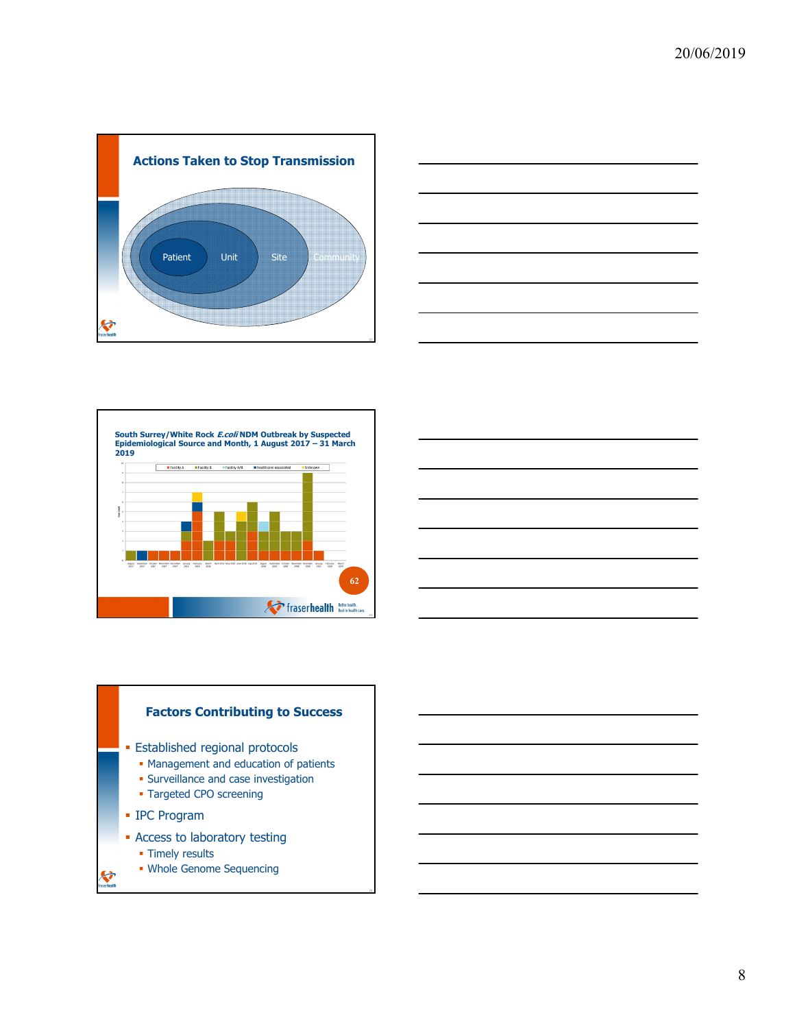## Actions Taken to Stop Transmission

Patient
Unit
Site
Community

---

**South Surrey/White Rock *E.coli* NDM Outbreak by Suspected Epidemiological Source and Month, 1 August 2017 – 31 March 2019**

62

---

## Factors Contributing to Success

- Established regional protocols
  - Management and education of patients
  - Surveillance and case investigation
  - Targeted CPO screening
- IPC Program
- Access to laboratory testing
  - Timely results
  - Whole Genome Sequencing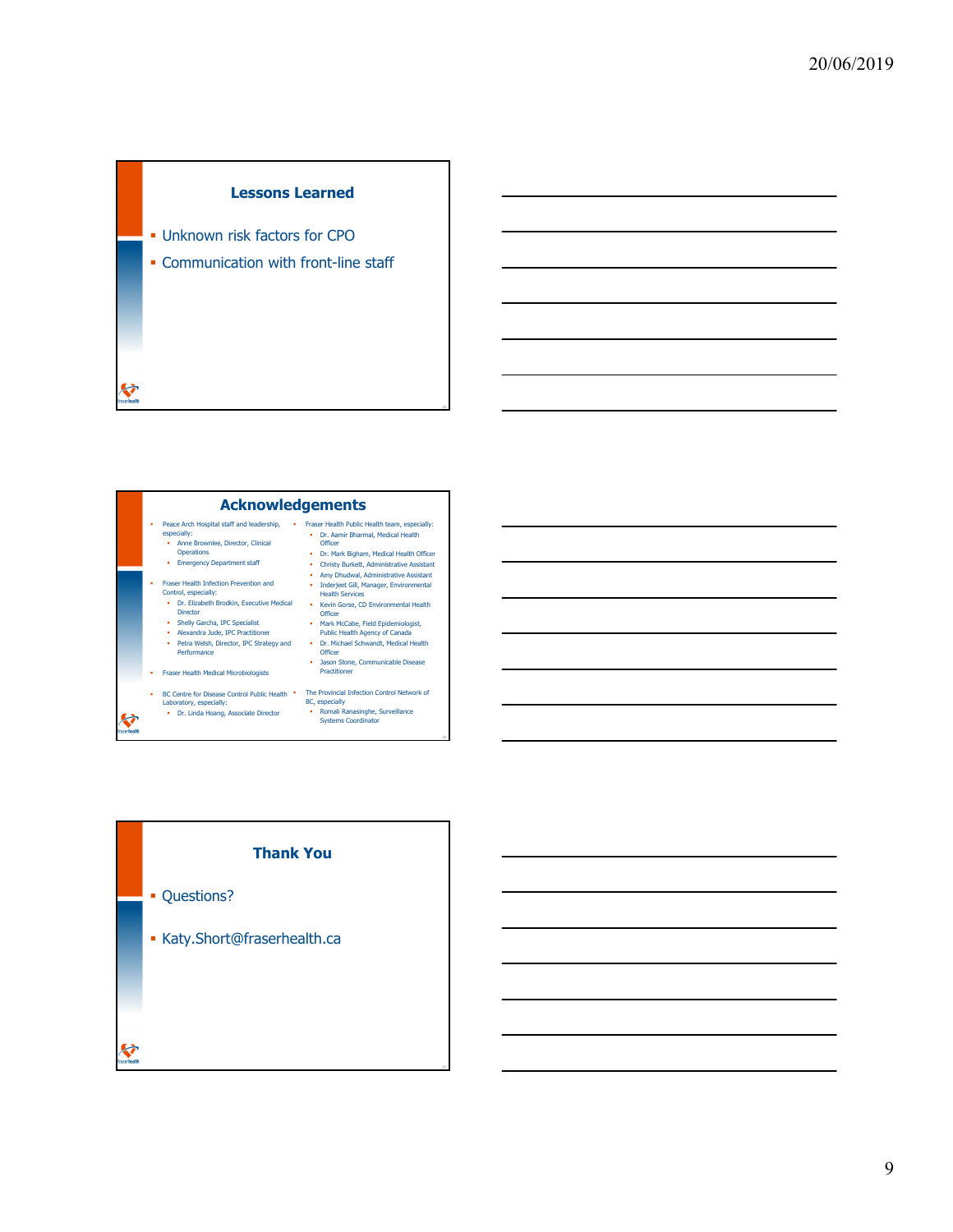## Lessons Learned

- Unknown risk factors for CPO
- Communication with front-line staff

## Acknowledgements

- Peace Arch Hospital staff and leadership, especially:
  - Anne Brownlee, Director, Clinical Operations
  - Emergency Department staff
- Fraser Health Infection Prevention and Control, especially:
  - Dr. Elizabeth Brodkin, Executive Medical Director
  - Shelly Garcha, IPC Specialist
  - Alexandra Jude, IPC Practitioner
  - Petra Welsh, Director, IPC Strategy and Performance
- Fraser Health Medical Microbiologists
- BC Centre for Disease Control Public Health Laboratory, especially:
  - Dr. Linda Hoang, Associate Director
- Fraser Health Public Health team, especially:
  - Dr. Aamir Bharmal, Medical Health Officer
  - Dr. Mark Bigham, Medical Health Officer
  - Christy Burkett, Administrative Assistant
  - Amy Dhudwal, Administrative Assistant
  - Inderjeet Gill, Manager, Environmental Health Services
  - Kevin Gorse, CD Environmental Health Officer
  - Mark McCabe, Field Epidemiologist, Public Health Agency of Canada
  - Dr. Michael Schwandt, Medical Health Officer
  - Jason Stone, Communicable Disease Practitioner
- The Provincial Infection Control Network of BC, especially
  - Romali Ranasinghe, Surveillance Systems Coordinator

## Thank You

- Questions?
- Katy.Short@fraserhealth.ca